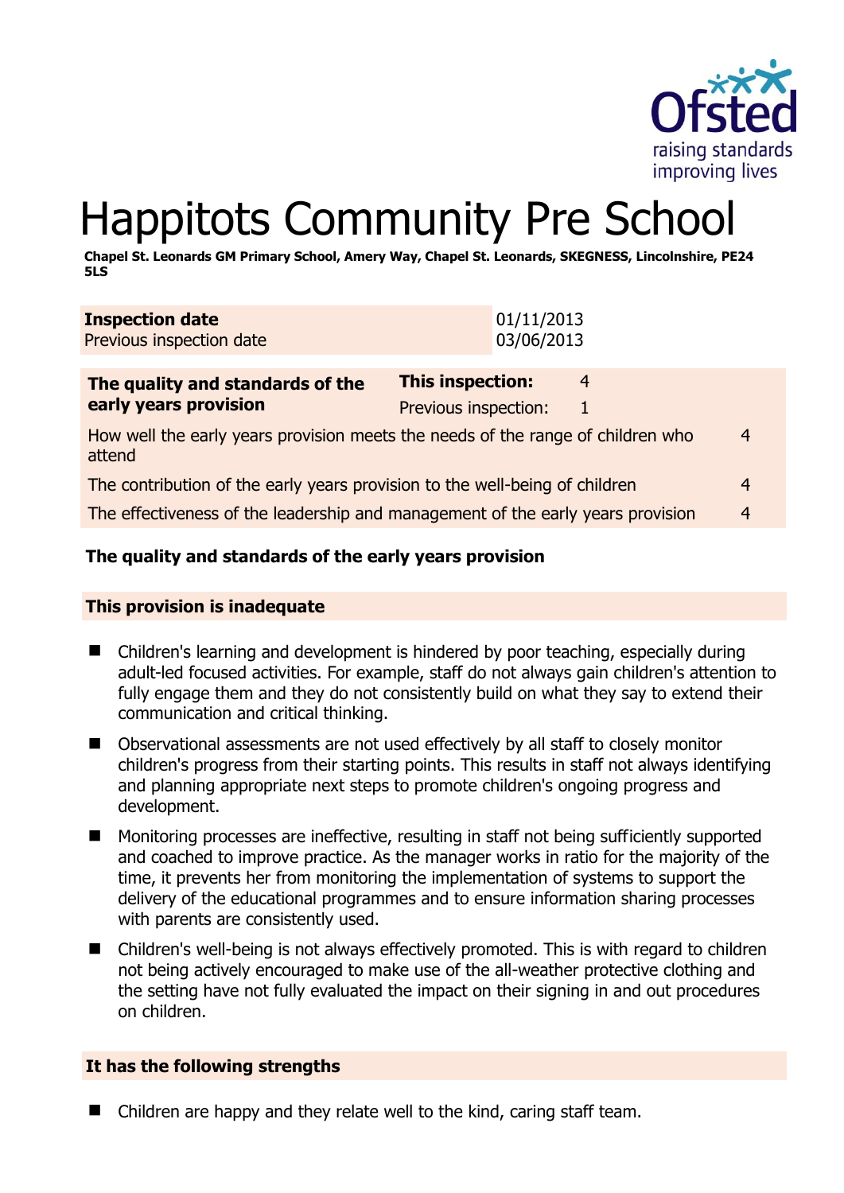# Happitots Community Pre School

**Chapel St. Leonards GM Primary School, Amery Way, Chapel St. Leonards, SKEGNESS, Lincolnshire, PE24 5LS**

| **Inspection date** | 01/11/2013 |
|---|---|
| Previous inspection date | 03/06/2013 |

| **The quality and standards of the early years provision** | **This inspection:** | 4 |
|---|---|---|
| | Previous inspection: | 1 |
| How well the early years provision meets the needs of the range of children who attend | | 4 |
| The contribution of the early years provision to the well-being of children | | 4 |
| The effectiveness of the leadership and management of the early years provision | | 4 |

**The quality and standards of the early years provision**

**This provision is inadequate**

- Children's learning and development is hindered by poor teaching, especially during adult-led focused activities. For example, staff do not always gain children's attention to fully engage them and they do not consistently build on what they say to extend their communication and critical thinking.
- Observational assessments are not used effectively by all staff to closely monitor children's progress from their starting points. This results in staff not always identifying and planning appropriate next steps to promote children's ongoing progress and development.
- Monitoring processes are ineffective, resulting in staff not being sufficiently supported and coached to improve practice. As the manager works in ratio for the majority of the time, it prevents her from monitoring the implementation of systems to support the delivery of the educational programmes and to ensure information sharing processes with parents are consistently used.
- Children's well-being is not always effectively promoted. This is with regard to children not being actively encouraged to make use of the all-weather protective clothing and the setting have not fully evaluated the impact on their signing in and out procedures on children.

**It has the following strengths**

- Children are happy and they relate well to the kind, caring staff team.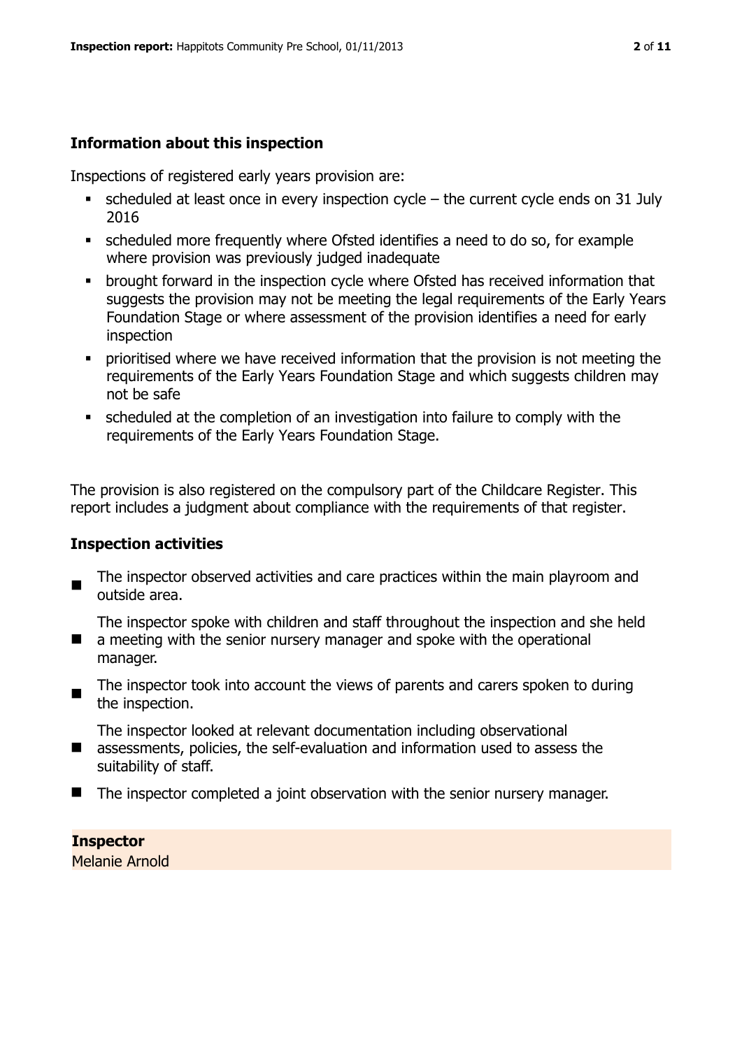## Information about this inspection

Inspections of registered early years provision are:

- scheduled at least once in every inspection cycle – the current cycle ends on 31 July 2016
- scheduled more frequently where Ofsted identifies a need to do so, for example where provision was previously judged inadequate
- brought forward in the inspection cycle where Ofsted has received information that suggests the provision may not be meeting the legal requirements of the Early Years Foundation Stage or where assessment of the provision identifies a need for early inspection
- prioritised where we have received information that the provision is not meeting the requirements of the Early Years Foundation Stage and which suggests children may not be safe
- scheduled at the completion of an investigation into failure to comply with the requirements of the Early Years Foundation Stage.

The provision is also registered on the compulsory part of the Childcare Register. This report includes a judgment about compliance with the requirements of that register.

## Inspection activities

- The inspector observed activities and care practices within the main playroom and outside area.
- The inspector spoke with children and staff throughout the inspection and she held a meeting with the senior nursery manager and spoke with the operational manager.
- The inspector took into account the views of parents and carers spoken to during the inspection.
- The inspector looked at relevant documentation including observational assessments, policies, the self-evaluation and information used to assess the suitability of staff.
- The inspector completed a joint observation with the senior nursery manager.

**Inspector**
Melanie Arnold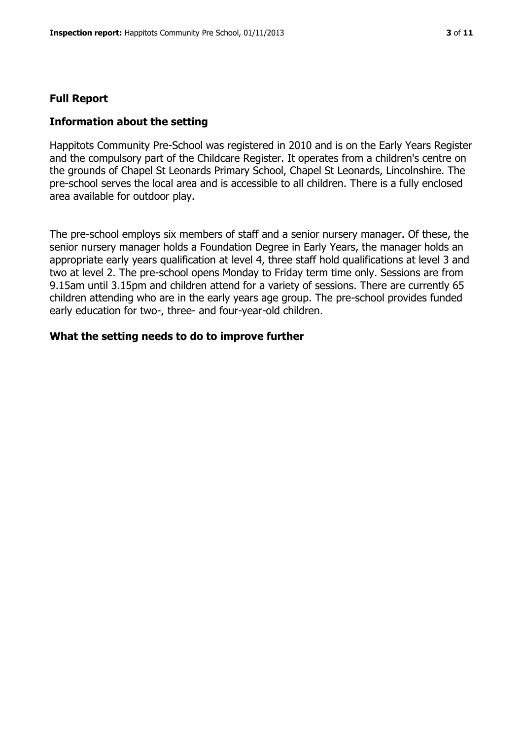## Full Report

### Information about the setting

Happitots Community Pre-School was registered in 2010 and is on the Early Years Register and the compulsory part of the Childcare Register. It operates from a children's centre on the grounds of Chapel St Leonards Primary School, Chapel St Leonards, Lincolnshire. The pre-school serves the local area and is accessible to all children. There is a fully enclosed area available for outdoor play.

The pre-school employs six members of staff and a senior nursery manager. Of these, the senior nursery manager holds a Foundation Degree in Early Years, the manager holds an appropriate early years qualification at level 4, three staff hold qualifications at level 3 and two at level 2. The pre-school opens Monday to Friday term time only. Sessions are from 9.15am until 3.15pm and children attend for a variety of sessions. There are currently 65 children attending who are in the early years age group. The pre-school provides funded early education for two-, three- and four-year-old children.

### What the setting needs to do to improve further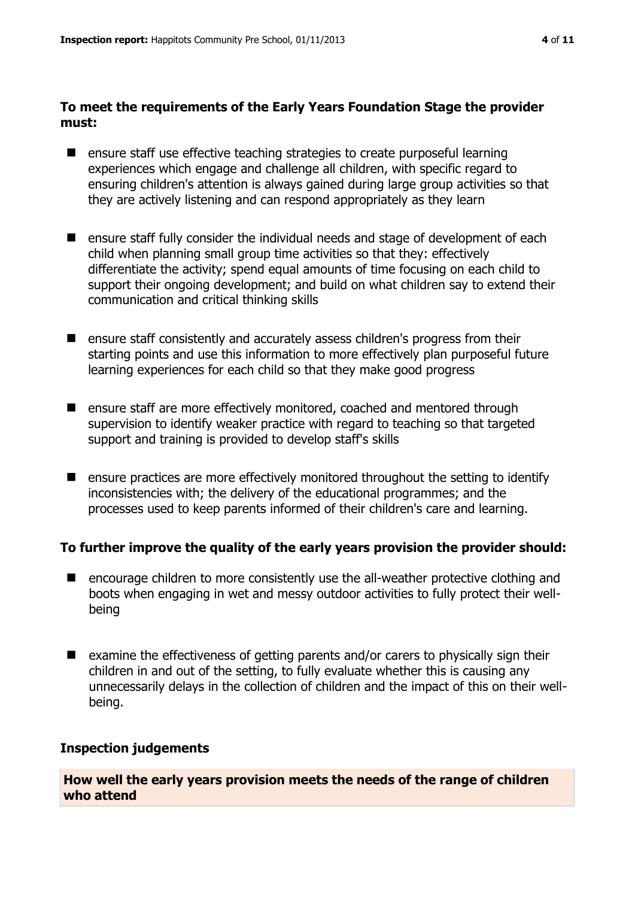**To meet the requirements of the Early Years Foundation Stage the provider must:**

- ensure staff use effective teaching strategies to create purposeful learning experiences which engage and challenge all children, with specific regard to ensuring children's attention is always gained during large group activities so that they are actively listening and can respond appropriately as they learn
- ensure staff fully consider the individual needs and stage of development of each child when planning small group time activities so that they: effectively differentiate the activity; spend equal amounts of time focusing on each child to support their ongoing development; and build on what children say to extend their communication and critical thinking skills
- ensure staff consistently and accurately assess children's progress from their starting points and use this information to more effectively plan purposeful future learning experiences for each child so that they make good progress
- ensure staff are more effectively monitored, coached and mentored through supervision to identify weaker practice with regard to teaching so that targeted support and training is provided to develop staff's skills
- ensure practices are more effectively monitored throughout the setting to identify inconsistencies with; the delivery of the educational programmes; and the processes used to keep parents informed of their children's care and learning.

**To further improve the quality of the early years provision the provider should:**

- encourage children to more consistently use the all-weather protective clothing and boots when engaging in wet and messy outdoor activities to fully protect their well-being
- examine the effectiveness of getting parents and/or carers to physically sign their children in and out of the setting, to fully evaluate whether this is causing any unnecessarily delays in the collection of children and the impact of this on their well-being.

## Inspection judgements

**How well the early years provision meets the needs of the range of children who attend**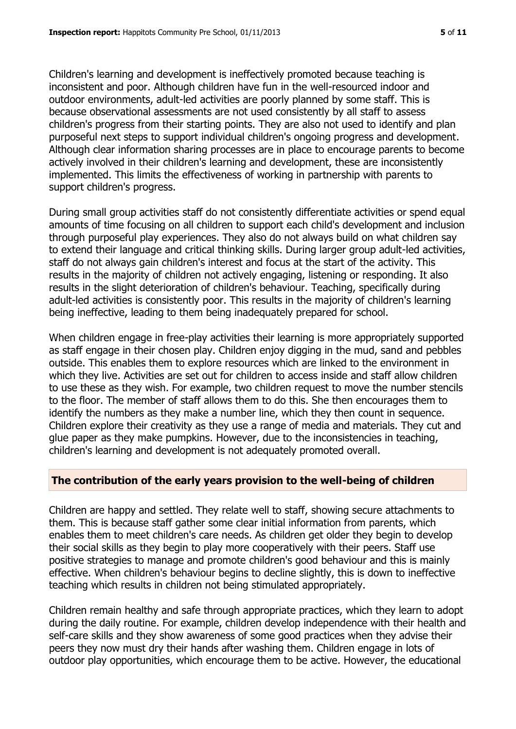Children's learning and development is ineffectively promoted because teaching is inconsistent and poor. Although children have fun in the well-resourced indoor and outdoor environments, adult-led activities are poorly planned by some staff. This is because observational assessments are not used consistently by all staff to assess children's progress from their starting points. They are also not used to identify and plan purposeful next steps to support individual children's ongoing progress and development. Although clear information sharing processes are in place to encourage parents to become actively involved in their children's learning and development, these are inconsistently implemented. This limits the effectiveness of working in partnership with parents to support children's progress.

During small group activities staff do not consistently differentiate activities or spend equal amounts of time focusing on all children to support each child's development and inclusion through purposeful play experiences. They also do not always build on what children say to extend their language and critical thinking skills. During larger group adult-led activities, staff do not always gain children's interest and focus at the start of the activity. This results in the majority of children not actively engaging, listening or responding. It also results in the slight deterioration of children's behaviour. Teaching, specifically during adult-led activities is consistently poor. This results in the majority of children's learning being ineffective, leading to them being inadequately prepared for school.

When children engage in free-play activities their learning is more appropriately supported as staff engage in their chosen play. Children enjoy digging in the mud, sand and pebbles outside. This enables them to explore resources which are linked to the environment in which they live. Activities are set out for children to access inside and staff allow children to use these as they wish. For example, two children request to move the number stencils to the floor. The member of staff allows them to do this. She then encourages them to identify the numbers as they make a number line, which they then count in sequence. Children explore their creativity as they use a range of media and materials. They cut and glue paper as they make pumpkins. However, due to the inconsistencies in teaching, children's learning and development is not adequately promoted overall.

## The contribution of the early years provision to the well-being of children

Children are happy and settled. They relate well to staff, showing secure attachments to them. This is because staff gather some clear initial information from parents, which enables them to meet children's care needs. As children get older they begin to develop their social skills as they begin to play more cooperatively with their peers. Staff use positive strategies to manage and promote children's good behaviour and this is mainly effective. When children's behaviour begins to decline slightly, this is down to ineffective teaching which results in children not being stimulated appropriately.

Children remain healthy and safe through appropriate practices, which they learn to adopt during the daily routine. For example, children develop independence with their health and self-care skills and they show awareness of some good practices when they advise their peers they now must dry their hands after washing them. Children engage in lots of outdoor play opportunities, which encourage them to be active. However, the educational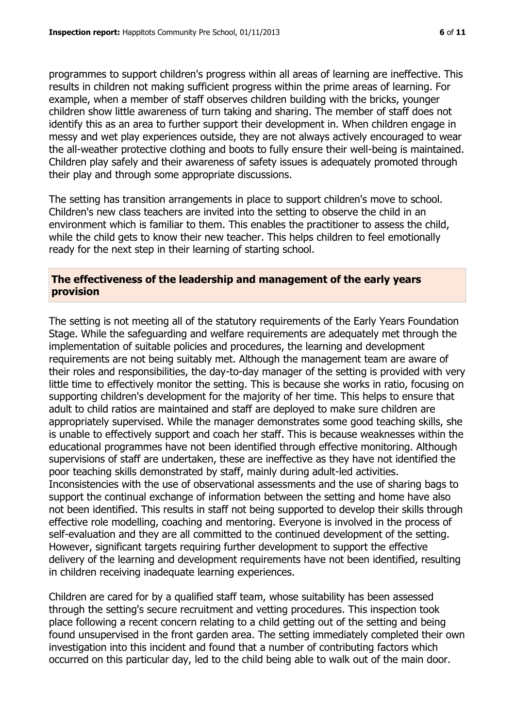programmes to support children's progress within all areas of learning are ineffective. This results in children not making sufficient progress within the prime areas of learning. For example, when a member of staff observes children building with the bricks, younger children show little awareness of turn taking and sharing. The member of staff does not identify this as an area to further support their development in. When children engage in messy and wet play experiences outside, they are not always actively encouraged to wear the all-weather protective clothing and boots to fully ensure their well-being is maintained. Children play safely and their awareness of safety issues is adequately promoted through their play and through some appropriate discussions.

The setting has transition arrangements in place to support children's move to school. Children's new class teachers are invited into the setting to observe the child in an environment which is familiar to them. This enables the practitioner to assess the child, while the child gets to know their new teacher. This helps children to feel emotionally ready for the next step in their learning of starting school.

## The effectiveness of the leadership and management of the early years provision

The setting is not meeting all of the statutory requirements of the Early Years Foundation Stage. While the safeguarding and welfare requirements are adequately met through the implementation of suitable policies and procedures, the learning and development requirements are not being suitably met. Although the management team are aware of their roles and responsibilities, the day-to-day manager of the setting is provided with very little time to effectively monitor the setting. This is because she works in ratio, focusing on supporting children's development for the majority of her time. This helps to ensure that adult to child ratios are maintained and staff are deployed to make sure children are appropriately supervised. While the manager demonstrates some good teaching skills, she is unable to effectively support and coach her staff. This is because weaknesses within the educational programmes have not been identified through effective monitoring. Although supervisions of staff are undertaken, these are ineffective as they have not identified the poor teaching skills demonstrated by staff, mainly during adult-led activities. Inconsistencies with the use of observational assessments and the use of sharing bags to support the continual exchange of information between the setting and home have also not been identified. This results in staff not being supported to develop their skills through effective role modelling, coaching and mentoring. Everyone is involved in the process of self-evaluation and they are all committed to the continued development of the setting. However, significant targets requiring further development to support the effective delivery of the learning and development requirements have not been identified, resulting in children receiving inadequate learning experiences.

Children are cared for by a qualified staff team, whose suitability has been assessed through the setting's secure recruitment and vetting procedures. This inspection took place following a recent concern relating to a child getting out of the setting and being found unsupervised in the front garden area. The setting immediately completed their own investigation into this incident and found that a number of contributing factors which occurred on this particular day, led to the child being able to walk out of the main door.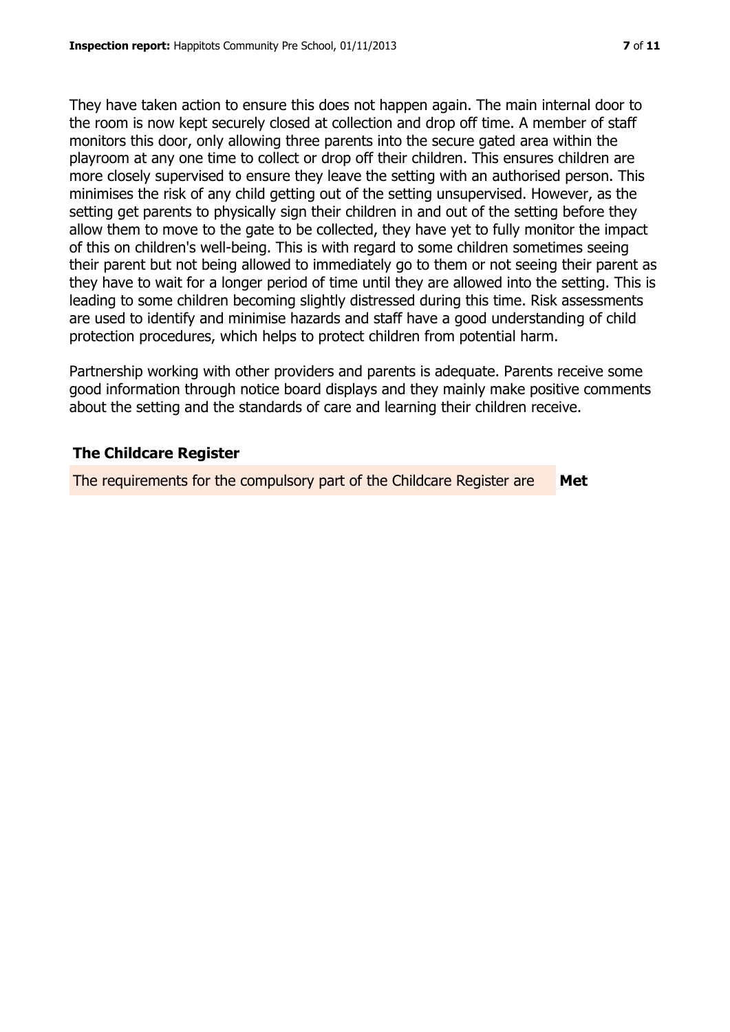They have taken action to ensure this does not happen again. The main internal door to the room is now kept securely closed at collection and drop off time. A member of staff monitors this door, only allowing three parents into the secure gated area within the playroom at any one time to collect or drop off their children. This ensures children are more closely supervised to ensure they leave the setting with an authorised person. This minimises the risk of any child getting out of the setting unsupervised. However, as the setting get parents to physically sign their children in and out of the setting before they allow them to move to the gate to be collected, they have yet to fully monitor the impact of this on children's well-being. This is with regard to some children sometimes seeing their parent but not being allowed to immediately go to them or not seeing their parent as they have to wait for a longer period of time until they are allowed into the setting. This is leading to some children becoming slightly distressed during this time. Risk assessments are used to identify and minimise hazards and staff have a good understanding of child protection procedures, which helps to protect children from potential harm.

Partnership working with other providers and parents is adequate. Parents receive some good information through notice board displays and they mainly make positive comments about the setting and the standards of care and learning their children receive.

## The Childcare Register

| The requirements for the compulsory part of the Childcare Register are | **Met** |
| --- | --- |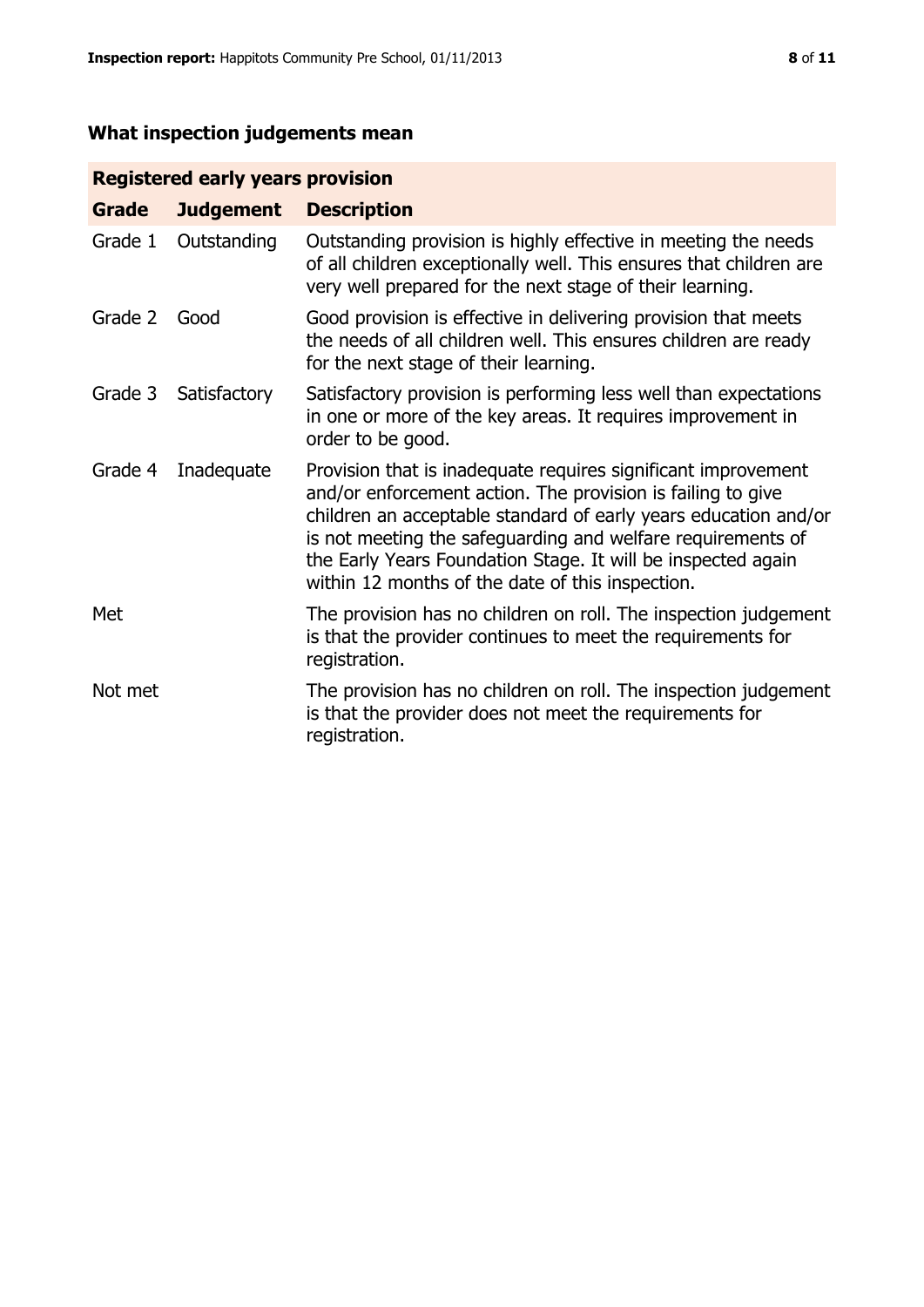## What inspection judgements mean

| Registered early years provision | | |
|---|---|---|
| **Grade** | **Judgement** | **Description** |
| Grade 1 | Outstanding | Outstanding provision is highly effective in meeting the needs of all children exceptionally well. This ensures that children are very well prepared for the next stage of their learning. |
| Grade 2 | Good | Good provision is effective in delivering provision that meets the needs of all children well. This ensures children are ready for the next stage of their learning. |
| Grade 3 | Satisfactory | Satisfactory provision is performing less well than expectations in one or more of the key areas. It requires improvement in order to be good. |
| Grade 4 | Inadequate | Provision that is inadequate requires significant improvement and/or enforcement action. The provision is failing to give children an acceptable standard of early years education and/or is not meeting the safeguarding and welfare requirements of the Early Years Foundation Stage. It will be inspected again within 12 months of the date of this inspection. |
| Met | | The provision has no children on roll. The inspection judgement is that the provider continues to meet the requirements for registration. |
| Not met | | The provision has no children on roll. The inspection judgement is that the provider does not meet the requirements for registration. |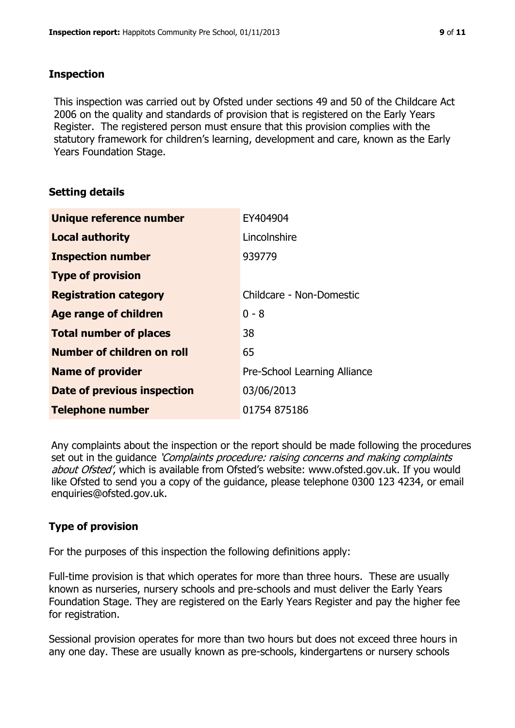## Inspection

This inspection was carried out by Ofsted under sections 49 and 50 of the Childcare Act 2006 on the quality and standards of provision that is registered on the Early Years Register. The registered person must ensure that this provision complies with the statutory framework for children's learning, development and care, known as the Early Years Foundation Stage.

## Setting details

| | |
|---|---|
| **Unique reference number** | EY404904 |
| **Local authority** | Lincolnshire |
| **Inspection number** | 939779 |
| **Type of provision** | |
| **Registration category** | Childcare - Non-Domestic |
| **Age range of children** | 0 - 8 |
| **Total number of places** | 38 |
| **Number of children on roll** | 65 |
| **Name of provider** | Pre-School Learning Alliance |
| **Date of previous inspection** | 03/06/2013 |
| **Telephone number** | 01754 875186 |

Any complaints about the inspection or the report should be made following the procedures set out in the guidance *'Complaints procedure: raising concerns and making complaints about Ofsted'*, which is available from Ofsted's website: www.ofsted.gov.uk. If you would like Ofsted to send you a copy of the guidance, please telephone 0300 123 4234, or email enquiries@ofsted.gov.uk.

## Type of provision

For the purposes of this inspection the following definitions apply:

Full-time provision is that which operates for more than three hours. These are usually known as nurseries, nursery schools and pre-schools and must deliver the Early Years Foundation Stage. They are registered on the Early Years Register and pay the higher fee for registration.

Sessional provision operates for more than two hours but does not exceed three hours in any one day. These are usually known as pre-schools, kindergartens or nursery schools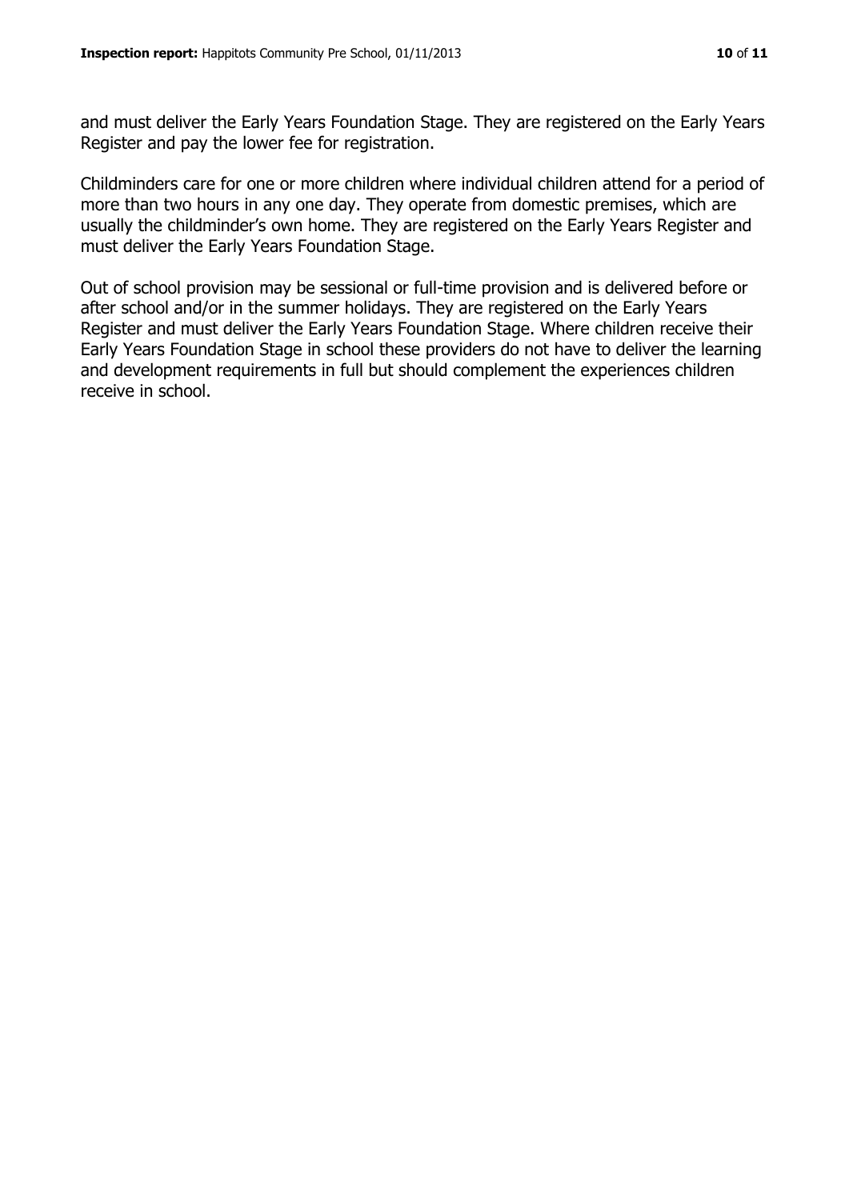and must deliver the Early Years Foundation Stage. They are registered on the Early Years Register and pay the lower fee for registration.

Childminders care for one or more children where individual children attend for a period of more than two hours in any one day. They operate from domestic premises, which are usually the childminder's own home. They are registered on the Early Years Register and must deliver the Early Years Foundation Stage.

Out of school provision may be sessional or full-time provision and is delivered before or after school and/or in the summer holidays. They are registered on the Early Years Register and must deliver the Early Years Foundation Stage. Where children receive their Early Years Foundation Stage in school these providers do not have to deliver the learning and development requirements in full but should complement the experiences children receive in school.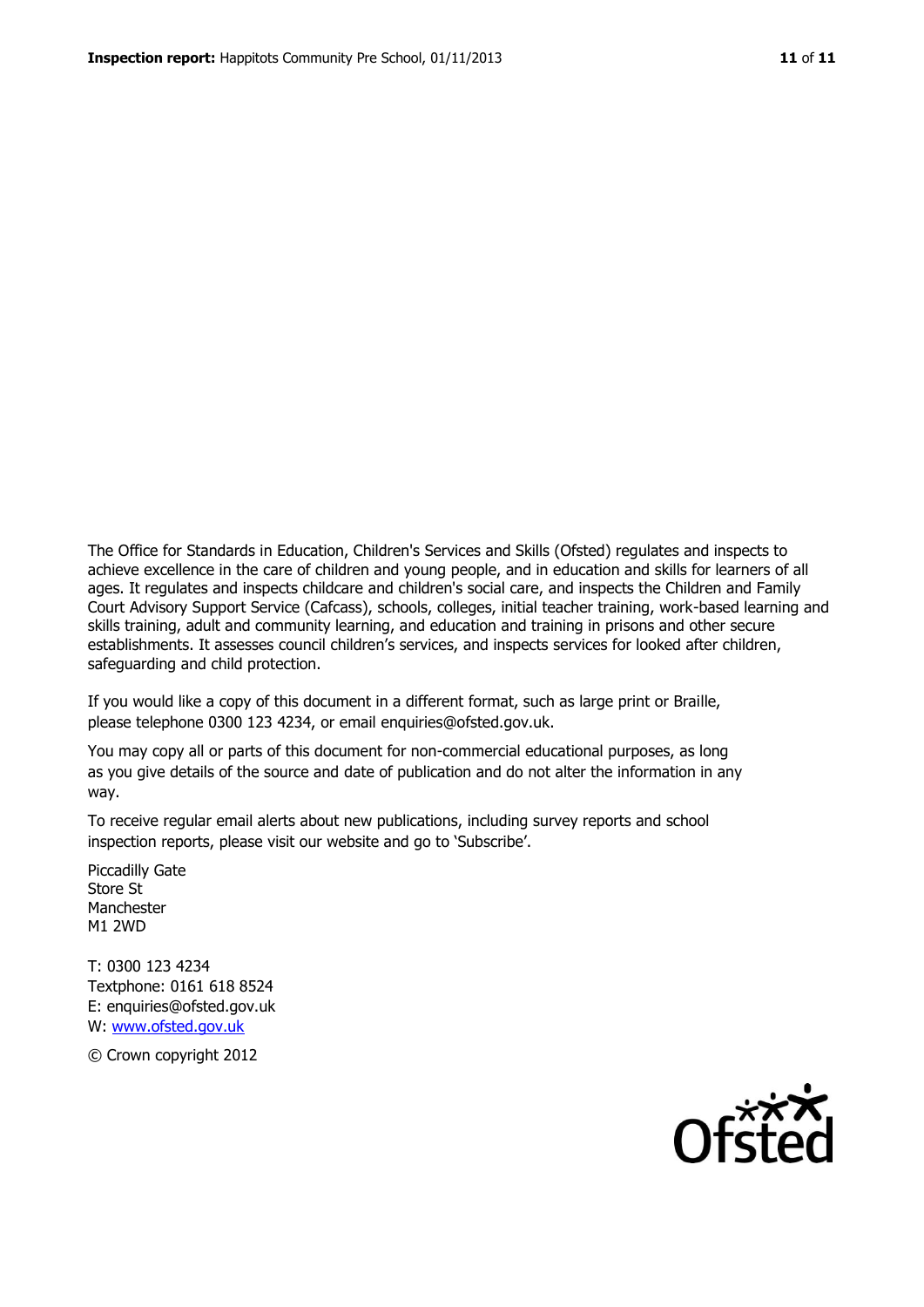The Office for Standards in Education, Children's Services and Skills (Ofsted) regulates and inspects to achieve excellence in the care of children and young people, and in education and skills for learners of all ages. It regulates and inspects childcare and children's social care, and inspects the Children and Family Court Advisory Support Service (Cafcass), schools, colleges, initial teacher training, work-based learning and skills training, adult and community learning, and education and training in prisons and other secure establishments. It assesses council children's services, and inspects services for looked after children, safeguarding and child protection.

If you would like a copy of this document in a different format, such as large print or Braille, please telephone 0300 123 4234, or email enquiries@ofsted.gov.uk.

You may copy all or parts of this document for non-commercial educational purposes, as long as you give details of the source and date of publication and do not alter the information in any way.

To receive regular email alerts about new publications, including survey reports and school inspection reports, please visit our website and go to 'Subscribe'.

Piccadilly Gate
Store St
Manchester
M1 2WD

T: 0300 123 4234
Textphone: 0161 618 8524
E: enquiries@ofsted.gov.uk
W: www.ofsted.gov.uk

© Crown copyright 2012

Ofsted